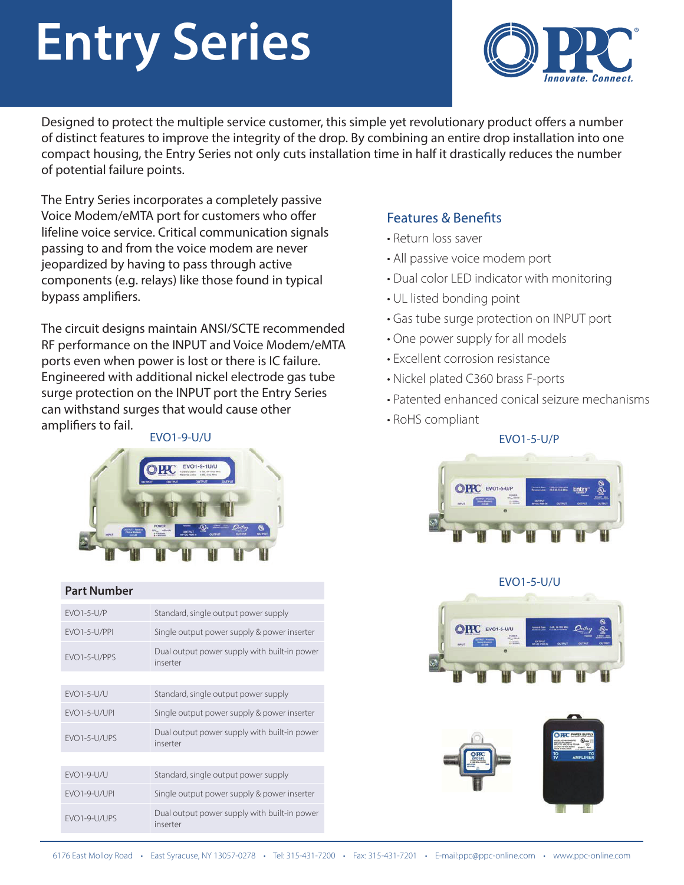# Entry Series

Designed to protect the multiple service customer, this simple yet revolutionary product offers a number of distinct features to improve the integrity of the drop. By combining an entire drop installation into one compact housing, the Entry Series not only cuts installation time in half it drastically reduces the number of potential failure points.

The Entry Series incorporates a completely passive Voice Modem/eMTA port for customers who offer lifeline voice service. Critical communication signals passing to and from the voice modem are never jeopardized by having to pass through active components (e.g. relays) like those found in typical bypass amplifiers.

The circuit designs maintain ANSI/SCTE recommended RF performance on the INPUT and Voice Modem/eMTA ports even when power is lost or there is IC failure. Engineered with additional nickel electrode gas tube surge protection on the INPUT port the Entry Series can withstand surges that would cause other amplifiers to fail.

## Features & Benefits

- Return loss saver
- All passive voice modem port
- Dual color LED indicator with monitoring
- UL listed bonding point
- Gas tube surge protection on INPUT port
- One power supply for all models
- Excellent corrosion resistance
- Nickel plated C360 brass F-ports
- Patented enhanced conical seizure mechanisms
- RoHS compliant

EVO1-9-U/U

EVO1-5-U/P

EVO1-5-U/U

| Part Number | |
|---|---|
| EVO1-5-U/P | Standard, single output power supply |
| EVO1-5-U/PPI | Single output power supply & power inserter |
| EVO1-5-U/PPS | Dual output power supply with built-in power inserter |
| EVO1-5-U/U | Standard, single output power supply |
| EVO1-5-U/UPI | Single output power supply & power inserter |
| EVO1-5-U/UPS | Dual output power supply with built-in power inserter |
| EVO1-9-U/U | Standard, single output power supply |
| EVO1-9-U/UPI | Single output power supply & power inserter |
| EVO1-9-U/UPS | Dual output power supply with built-in power inserter |

6176 East Molloy Road • East Syracuse, NY 13057-0278 • Tel: 315-431-7200 • Fax: 315-431-7201 • E-mail:ppc@ppc-online.com • www.ppc-online.com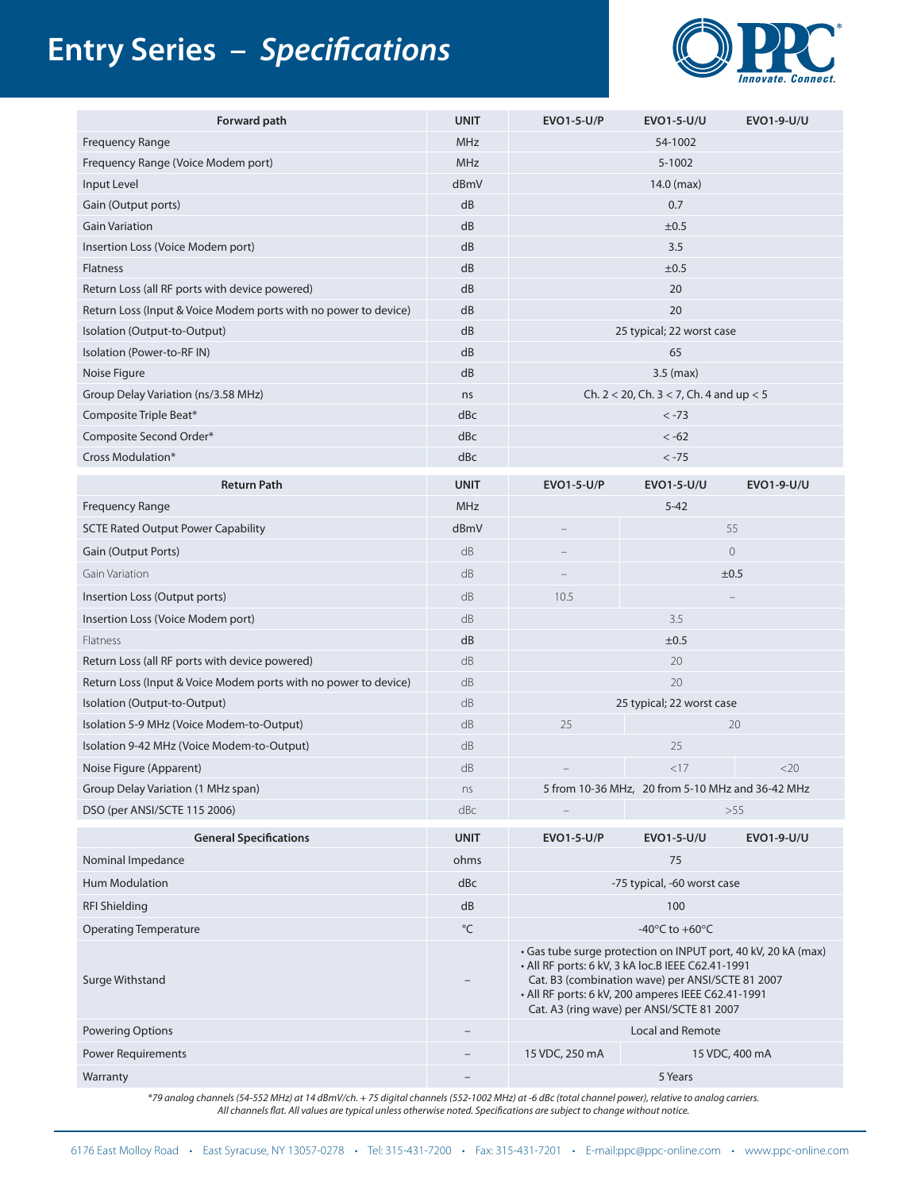# Entry Series – *Specifications*

| Forward path | UNIT | EVO1-5-U/P | EVO1-5-U/U | EVO1-9-U/U |
|---|---|---|---|---|
| Frequency Range | MHz | 54-1002 | | |
| Frequency Range (Voice Modem port) | MHz | 5-1002 | | |
| Input Level | dBmV | 14.0 (max) | | |
| Gain (Output ports) | dB | 0.7 | | |
| Gain Variation | dB | ±0.5 | | |
| Insertion Loss (Voice Modem port) | dB | 3.5 | | |
| Flatness | dB | ±0.5 | | |
| Return Loss (all RF ports with device powered) | dB | 20 | | |
| Return Loss (Input & Voice Modem ports with no power to device) | dB | 20 | | |
| Isolation (Output-to-Output) | dB | 25 typical; 22 worst case | | |
| Isolation (Power-to-RF IN) | dB | 65 | | |
| Noise Figure | dB | 3.5 (max) | | |
| Group Delay Variation (ns/3.58 MHz) | ns | Ch. 2 < 20, Ch. 3 < 7, Ch. 4 and up < 5 | | |
| Composite Triple Beat* | dBc | < -73 | | |
| Composite Second Order* | dBc | < -62 | | |
| Cross Modulation* | dBc | < -75 | | |

| Return Path | UNIT | EVO1-5-U/P | EVO1-5-U/U | EVO1-9-U/U |
|---|---|---|---|---|
| Frequency Range | MHz | 5-42 | | |
| SCTE Rated Output Power Capability | dBmV | – | 55 | |
| Gain (Output Ports) | dB | – | 0 | |
| Gain Variation | dB | – | ±0.5 | |
| Insertion Loss (Output ports) | dB | 10.5 | – | |
| Insertion Loss (Voice Modem port) | dB | 3.5 | | |
| Flatness | dB | ±0.5 | | |
| Return Loss (all RF ports with device powered) | dB | 20 | | |
| Return Loss (Input & Voice Modem ports with no power to device) | dB | 20 | | |
| Isolation (Output-to-Output) | dB | 25 typical; 22 worst case | | |
| Isolation 5-9 MHz (Voice Modem-to-Output) | dB | 25 | 20 | |
| Isolation 9-42 MHz (Voice Modem-to-Output) | dB | 25 | | |
| Noise Figure (Apparent) | dB | – | <17 | <20 |
| Group Delay Variation (1 MHz span) | ns | 5 from 10-36 MHz, 20 from 5-10 MHz and 36-42 MHz | | |
| DSO (per ANSI/SCTE 115 2006) | dBc | – | >55 | |

| General Specifications | UNIT | EVO1-5-U/P | EVO1-5-U/U | EVO1-9-U/U |
|---|---|---|---|---|
| Nominal Impedance | ohms | 75 | | |
| Hum Modulation | dBc | -75 typical, -60 worst case | | |
| RFI Shielding | dB | 100 | | |
| Operating Temperature | °C | -40°C to +60°C | | |
| Surge Withstand | – | • Gas tube surge protection on INPUT port, 40 kV, 20 kA (max)<br>• All RF ports: 6 kV, 3 kA loc.B IEEE C62.41-1991 Cat. B3 (combination wave) per ANSI/SCTE 81 2007<br>• All RF ports: 6 kV, 200 amperes IEEE C62.41-1991 Cat. A3 (ring wave) per ANSI/SCTE 81 2007 | | |
| Powering Options | – | Local and Remote | | |
| Power Requirements | – | 15 VDC, 250 mA | 15 VDC, 400 mA | |
| Warranty | – | 5 Years | | |

*\*79 analog channels (54-552 MHz) at 14 dBmV/ch. + 75 digital channels (552-1002 MHz) at -6 dBc (total channel power), relative to analog carriers. All channels flat. All values are typical unless otherwise noted. Specifications are subject to change without notice.*

6176 East Molloy Road • East Syracuse, NY 13057-0278 • Tel: 315-431-7200 • Fax: 315-431-7201 • E-mail:ppc@ppc-online.com • www.ppc-online.com